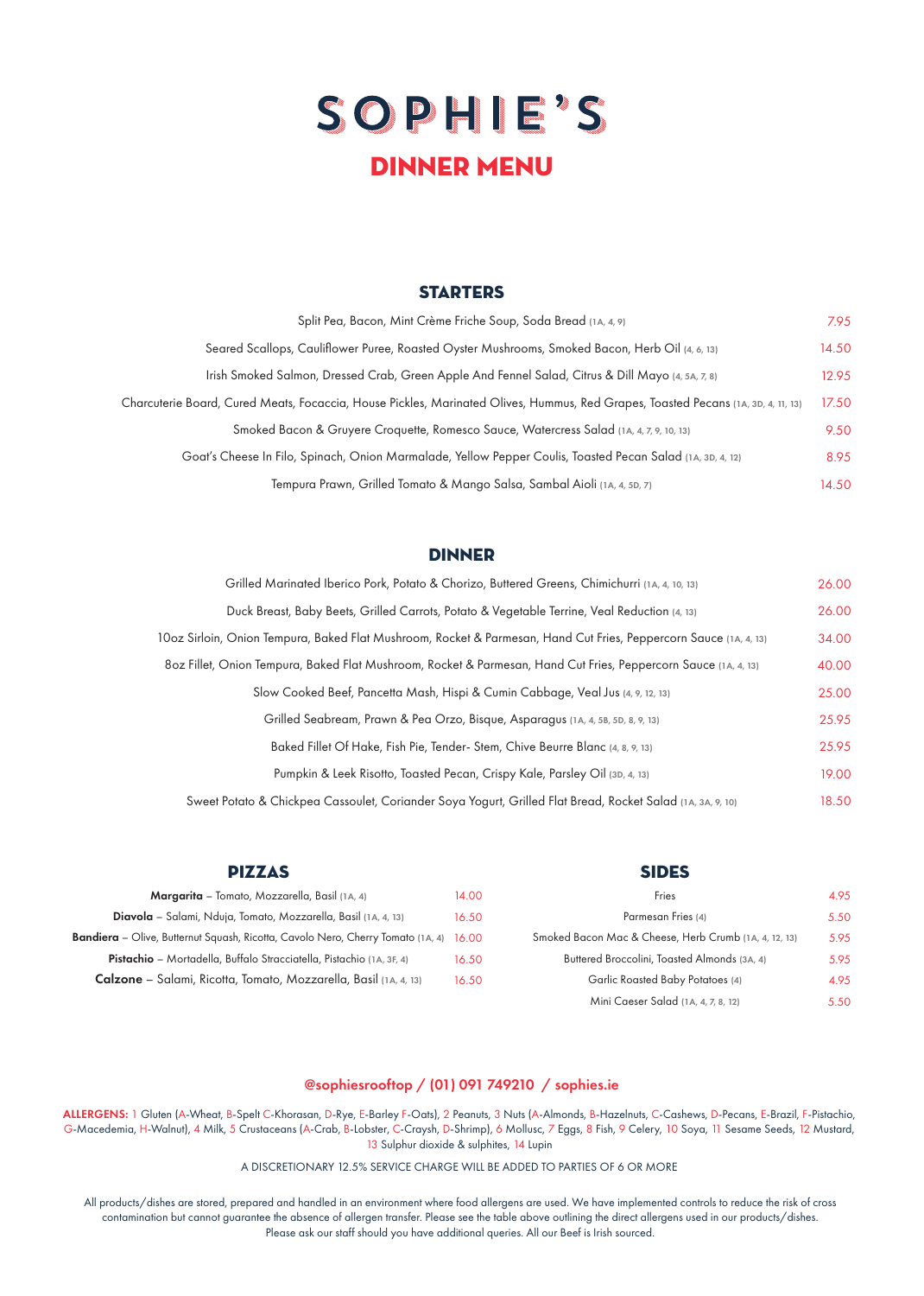# SOPHIE'S

## DINNER MENU

### STARTERS

| | |
|---|---|
| Split Pea, Bacon, Mint Crème Friche Soup, Soda Bread (1A, 4, 9) | 7.95 |
| Seared Scallops, Cauliflower Puree, Roasted Oyster Mushrooms, Smoked Bacon, Herb Oil (4, 6, 13) | 14.50 |
| Irish Smoked Salmon, Dressed Crab, Green Apple And Fennel Salad, Citrus & Dill Mayo (4, 5A, 7, 8) | 12.95 |
| Charcuterie Board, Cured Meats, Focaccia, House Pickles, Marinated Olives, Hummus, Red Grapes, Toasted Pecans (1A, 3D, 4, 11, 13) | 17.50 |
| Smoked Bacon & Gruyere Croquette, Romesco Sauce, Watercress Salad (1A, 4, 7, 9, 10, 13) | 9.50 |
| Goat's Cheese In Filo, Spinach, Onion Marmalade, Yellow Pepper Coulis, Toasted Pecan Salad (1A, 3D, 4, 12) | 8.95 |
| Tempura Prawn, Grilled Tomato & Mango Salsa, Sambal Aioli (1A, 4, 5D, 7) | 14.50 |

### DINNER

| | |
|---|---|
| Grilled Marinated Iberico Pork, Potato & Chorizo, Buttered Greens, Chimichurri (1A, 4, 10, 13) | 26.00 |
| Duck Breast, Baby Beets, Grilled Carrots, Potato & Vegetable Terrine, Veal Reduction (4, 13) | 26.00 |
| 10oz Sirloin, Onion Tempura, Baked Flat Mushroom, Rocket & Parmesan, Hand Cut Fries, Peppercorn Sauce (1A, 4, 13) | 34.00 |
| 8oz Fillet, Onion Tempura, Baked Flat Mushroom, Rocket & Parmesan, Hand Cut Fries, Peppercorn Sauce (1A, 4, 13) | 40.00 |
| Slow Cooked Beef, Pancetta Mash, Hispi & Cumin Cabbage, Veal Jus (4, 9, 12, 13) | 25.00 |
| Grilled Seabream, Prawn & Pea Orzo, Bisque, Asparagus (1A, 4, 5B, 5D, 8, 9, 13) | 25.95 |
| Baked Fillet Of Hake, Fish Pie, Tender- Stem, Chive Beurre Blanc (4, 8, 9, 13) | 25.95 |
| Pumpkin & Leek Risotto, Toasted Pecan, Crispy Kale, Parsley Oil (3D, 4, 13) | 19.00 |
| Sweet Potato & Chickpea Cassoulet, Coriander Soya Yogurt, Grilled Flat Bread, Rocket Salad (1A, 3A, 9, 10) | 18.50 |

### PIZZAS

| | |
|---|---|
| **Margarita** – Tomato, Mozzarella, Basil (1A, 4) | 14.00 |
| **Diavola** – Salami, Nduja, Tomato, Mozzarella, Basil (1A, 4, 13) | 16.50 |
| **Bandiera** – Olive, Butternut Squash, Ricotta, Cavolo Nero, Cherry Tomato (1A, 4) | 16.00 |
| **Pistachio** – Mortadella, Buffalo Stracciatella, Pistachio (1A, 3F, 4) | 16.50 |
| **Calzone** – Salami, Ricotta, Tomato, Mozzarella, Basil (1A, 4, 13) | 16.50 |

### SIDES

| | |
|---|---|
| Fries | 4.95 |
| Parmesan Fries (4) | 5.50 |
| Smoked Bacon Mac & Cheese, Herb Crumb (1A, 4, 12, 13) | 5.95 |
| Buttered Broccolini, Toasted Almonds (3A, 4) | 5.95 |
| Garlic Roasted Baby Potatoes (4) | 4.95 |
| Mini Caeser Salad (1A, 4, 7, 8, 12) | 5.50 |

@sophiesrooftop / (01) 091 749210 / sophies.ie

**ALLERGENS:** 1 Gluten (A-Wheat, B-Spelt C-Khorasan, D-Rye, E-Barley F-Oats), 2 Peanuts, 3 Nuts (A-Almonds, B-Hazelnuts, C-Cashews, D-Pecans, E-Brazil, F-Pistachio, G-Macedemia, H-Walnut), 4 Milk, 5 Crustaceans (A-Crab, B-Lobster, C-Craysh, D-Shrimp), 6 Mollusc, 7 Eggs, 8 Fish, 9 Celery, 10 Soya, 11 Sesame Seeds, 12 Mustard, 13 Sulphur dioxide & sulphites, 14 Lupin

A DISCRETIONARY 12.5% SERVICE CHARGE WILL BE ADDED TO PARTIES OF 6 OR MORE

All products/dishes are stored, prepared and handled in an environment where food allergens are used. We have implemented controls to reduce the risk of cross contamination but cannot guarantee the absence of allergen transfer. Please see the table above outlining the direct allergens used in our products/dishes. Please ask our staff should you have additional queries. All our Beef is Irish sourced.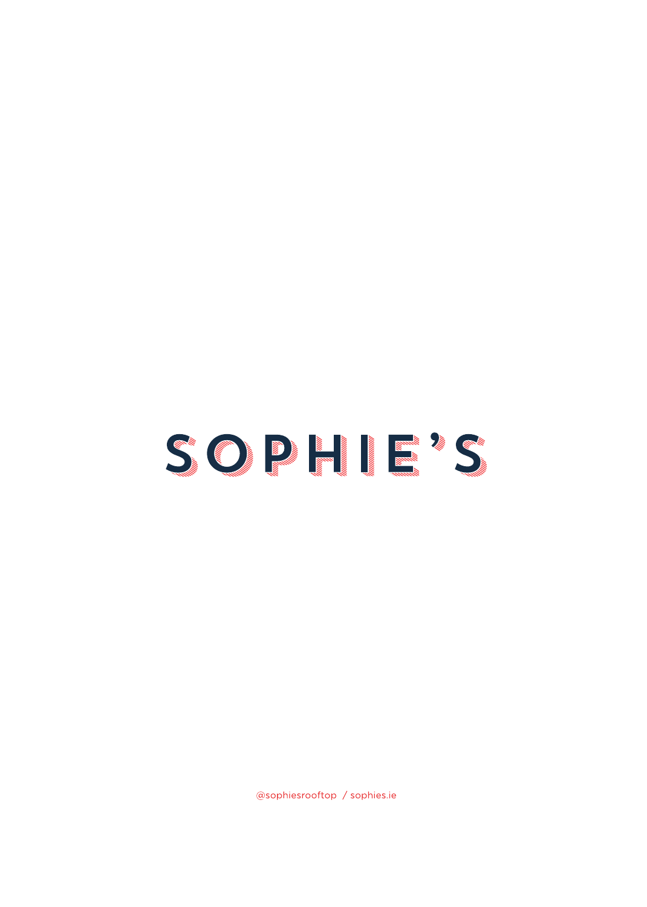# SOPHIE'S

@sophiesrooftop / sophies.ie